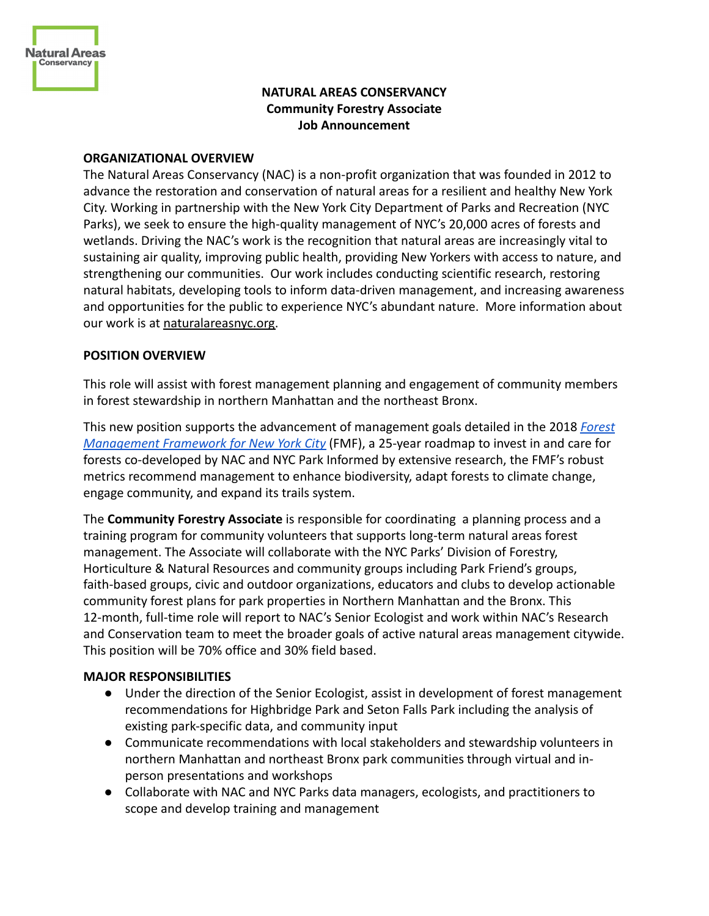Natural Areas Conservancy

**NATURAL AREAS CONSERVANCY**
**Community Forestry Associate**
**Job Announcement**

## ORGANIZATIONAL OVERVIEW

The Natural Areas Conservancy (NAC) is a non-profit organization that was founded in 2012 to advance the restoration and conservation of natural areas for a resilient and healthy New York City. Working in partnership with the New York City Department of Parks and Recreation (NYC Parks), we seek to ensure the high-quality management of NYC's 20,000 acres of forests and wetlands. Driving the NAC's work is the recognition that natural areas are increasingly vital to sustaining air quality, improving public health, providing New Yorkers with access to nature, and strengthening our communities. Our work includes conducting scientific research, restoring natural habitats, developing tools to inform data-driven management, and increasing awareness and opportunities for the public to experience NYC's abundant nature. More information about our work is at naturalareasnyc.org.

## POSITION OVERVIEW

This role will assist with forest management planning and engagement of community members in forest stewardship in northern Manhattan and the northeast Bronx.

This new position supports the advancement of management goals detailed in the 2018 *Forest Management Framework for New York City* (FMF), a 25-year roadmap to invest in and care for forests co-developed by NAC and NYC Park Informed by extensive research, the FMF's robust metrics recommend management to enhance biodiversity, adapt forests to climate change, engage community, and expand its trails system.

The **Community Forestry Associate** is responsible for coordinating a planning process and a training program for community volunteers that supports long-term natural areas forest management. The Associate will collaborate with the NYC Parks' Division of Forestry, Horticulture & Natural Resources and community groups including Park Friend's groups, faith-based groups, civic and outdoor organizations, educators and clubs to develop actionable community forest plans for park properties in Northern Manhattan and the Bronx. This 12-month, full-time role will report to NAC's Senior Ecologist and work within NAC's Research and Conservation team to meet the broader goals of active natural areas management citywide. This position will be 70% office and 30% field based.

## MAJOR RESPONSIBILITIES

- Under the direction of the Senior Ecologist, assist in development of forest management recommendations for Highbridge Park and Seton Falls Park including the analysis of existing park-specific data, and community input
- Communicate recommendations with local stakeholders and stewardship volunteers in northern Manhattan and northeast Bronx park communities through virtual and in-person presentations and workshops
- Collaborate with NAC and NYC Parks data managers, ecologists, and practitioners to scope and develop training and management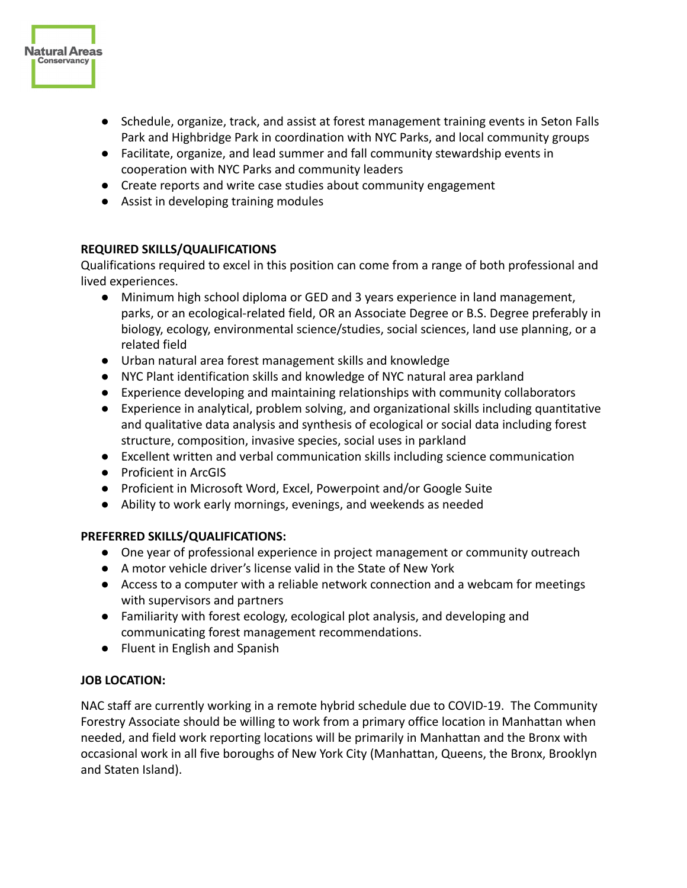- Schedule, organize, track, and assist at forest management training events in Seton Falls Park and Highbridge Park in coordination with NYC Parks, and local community groups
- Facilitate, organize, and lead summer and fall community stewardship events in cooperation with NYC Parks and community leaders
- Create reports and write case studies about community engagement
- Assist in developing training modules

**REQUIRED SKILLS/QUALIFICATIONS**

Qualifications required to excel in this position can come from a range of both professional and lived experiences.

- Minimum high school diploma or GED and 3 years experience in land management, parks, or an ecological-related field, OR an Associate Degree or B.S. Degree preferably in biology, ecology, environmental science/studies, social sciences, land use planning, or a related field
- Urban natural area forest management skills and knowledge
- NYC Plant identification skills and knowledge of NYC natural area parkland
- Experience developing and maintaining relationships with community collaborators
- Experience in analytical, problem solving, and organizational skills including quantitative and qualitative data analysis and synthesis of ecological or social data including forest structure, composition, invasive species, social uses in parkland
- Excellent written and verbal communication skills including science communication
- Proficient in ArcGIS
- Proficient in Microsoft Word, Excel, Powerpoint and/or Google Suite
- Ability to work early mornings, evenings, and weekends as needed

**PREFERRED SKILLS/QUALIFICATIONS:**

- One year of professional experience in project management or community outreach
- A motor vehicle driver's license valid in the State of New York
- Access to a computer with a reliable network connection and a webcam for meetings with supervisors and partners
- Familiarity with forest ecology, ecological plot analysis, and developing and communicating forest management recommendations.
- Fluent in English and Spanish

**JOB LOCATION:**

NAC staff are currently working in a remote hybrid schedule due to COVID-19. The Community Forestry Associate should be willing to work from a primary office location in Manhattan when needed, and field work reporting locations will be primarily in Manhattan and the Bronx with occasional work in all five boroughs of New York City (Manhattan, Queens, the Bronx, Brooklyn and Staten Island).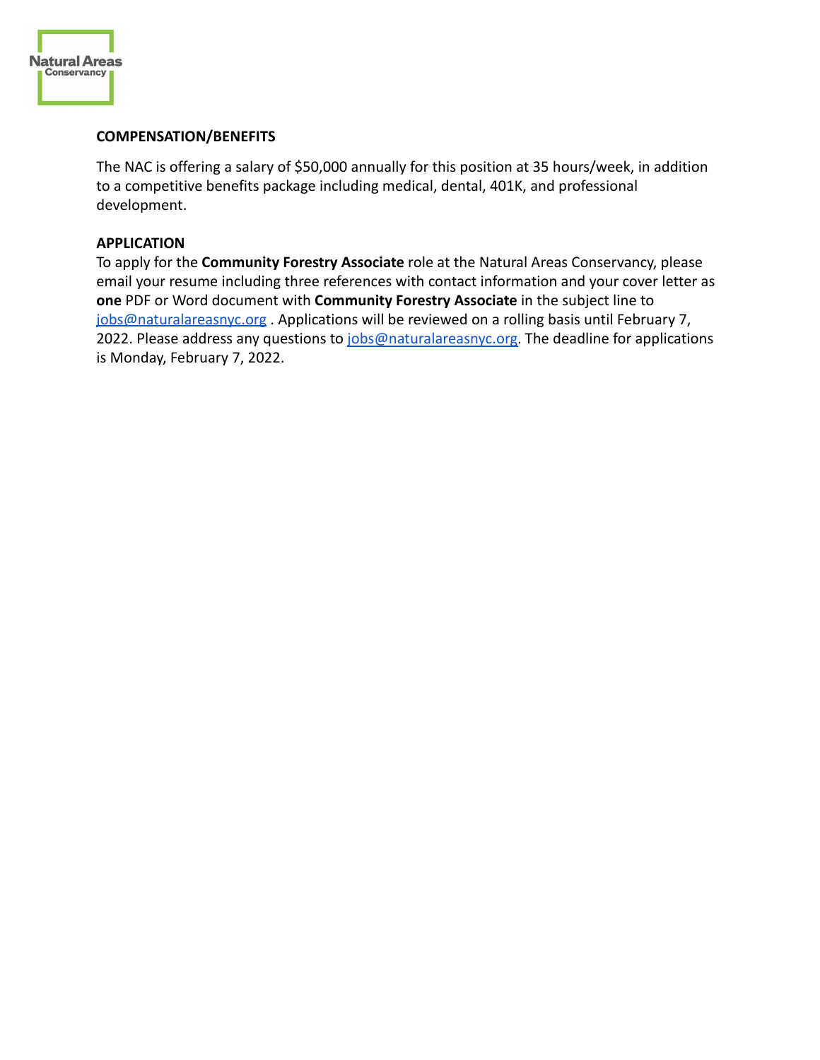**COMPENSATION/BENEFITS**

The NAC is offering a salary of $50,000 annually for this position at 35 hours/week, in addition to a competitive benefits package including medical, dental, 401K, and professional development.

**APPLICATION**

To apply for the **Community Forestry Associate** role at the Natural Areas Conservancy, please email your resume including three references with contact information and your cover letter as **one** PDF or Word document with **Community Forestry Associate** in the subject line to jobs@naturalareasnyc.org . Applications will be reviewed on a rolling basis until February 7, 2022. Please address any questions to jobs@naturalareasnyc.org. The deadline for applications is Monday, February 7, 2022.